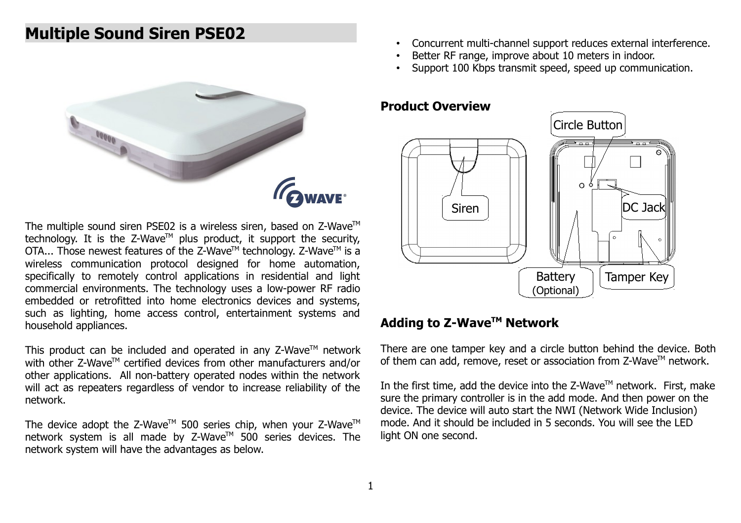# Multiple Sound Siren PSE02

The multiple sound siren PSE02 is a wireless siren, based on Z-Wave™ technology. It is the Z-Wave™ plus product, it support the security, OTA... Those newest features of the Z-Wave™ technology. Z-Wave™ is a wireless communication protocol designed for home automation, specifically to remotely control applications in residential and light commercial environments. The technology uses a low-power RF radio embedded or retrofitted into home electronics devices and systems, such as lighting, home access control, entertainment systems and household appliances.

This product can be included and operated in any Z-Wave™ network with other Z-Wave™ certified devices from other manufacturers and/or other applications. All non-battery operated nodes within the network will act as repeaters regardless of vendor to increase reliability of the network.

The device adopt the Z-Wave™ 500 series chip, when your Z-Wave™ network system is all made by Z-Wave™ 500 series devices. The network system will have the advantages as below.

- Concurrent multi-channel support reduces external interference.
- Better RF range, improve about 10 meters in indoor.
- Support 100 Kbps transmit speed, speed up communication.

## Product Overview

Circle Button

Siren

DC Jack

Battery (Optional)

Tamper Key

## Adding to Z-Wave™ Network

There are one tamper key and a circle button behind the device. Both of them can add, remove, reset or association from Z-Wave™ network.

In the first time, add the device into the Z-Wave™ network. First, make sure the primary controller is in the add mode. And then power on the device. The device will auto start the NWI (Network Wide Inclusion) mode. And it should be included in 5 seconds. You will see the LED light ON one second.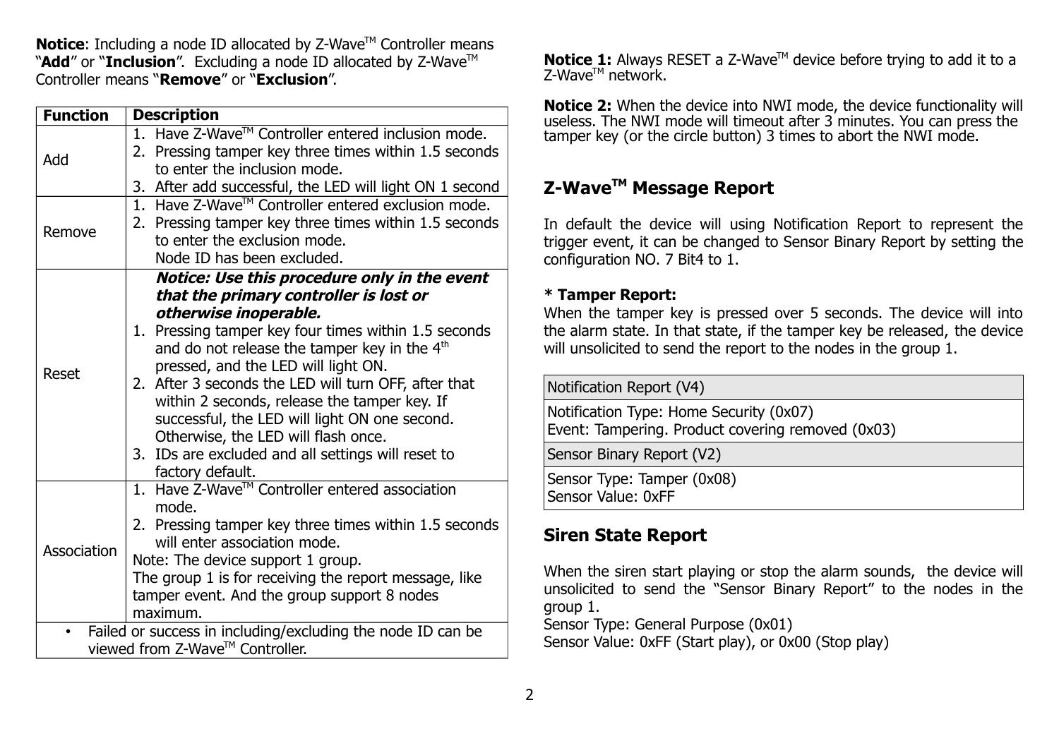**Notice**: Including a node ID allocated by Z-Wave™ Controller means "**Add**" or "**Inclusion**". Excluding a node ID allocated by Z-Wave™ Controller means "**Remove**" or "**Exclusion**".

| Function | Description |
|---|---|
| Add | 1. Have Z-Wave™ Controller entered inclusion mode.<br>2. Pressing tamper key three times within 1.5 seconds to enter the inclusion mode.<br>3. After add successful, the LED will light ON 1 second |
| Remove | 1. Have Z-Wave™ Controller entered exclusion mode.<br>2. Pressing tamper key three times within 1.5 seconds to enter the exclusion mode.<br>Node ID has been excluded. |
| Reset | ***Notice: Use this procedure only in the event that the primary controller is lost or otherwise inoperable.***<br>1. Pressing tamper key four times within 1.5 seconds and do not release the tamper key in the 4th pressed, and the LED will light ON.<br>2. After 3 seconds the LED will turn OFF, after that within 2 seconds, release the tamper key. If successful, the LED will light ON one second. Otherwise, the LED will flash once.<br>3. IDs are excluded and all settings will reset to factory default. |
| Association | 1. Have Z-Wave™ Controller entered association mode.<br>2. Pressing tamper key three times within 1.5 seconds will enter association mode.<br>Note: The device support 1 group.<br>The group 1 is for receiving the report message, like tamper event. And the group support 8 nodes maximum. |
| • Failed or success in including/excluding the node ID can be viewed from Z-Wave™ Controller. | |

**Notice 1:** Always RESET a Z-Wave™ device before trying to add it to a Z-Wave™ network.

**Notice 2:** When the device into NWI mode, the device functionality will useless. The NWI mode will timeout after 3 minutes. You can press the tamper key (or the circle button) 3 times to abort the NWI mode.

## Z-Wave™ Message Report

In default the device will using Notification Report to represent the trigger event, it can be changed to Sensor Binary Report by setting the configuration NO. 7 Bit4 to 1.

**\* Tamper Report:**
When the tamper key is pressed over 5 seconds. The device will into the alarm state. In that state, if the tamper key be released, the device will unsolicited to send the report to the nodes in the group 1.

| Notification Report (V4) |
|---|
| Notification Type: Home Security (0x07)<br>Event: Tampering. Product covering removed (0x03) |
| Sensor Binary Report (V2) |
| Sensor Type: Tamper (0x08)<br>Sensor Value: 0xFF |

## Siren State Report

When the siren start playing or stop the alarm sounds, the device will unsolicited to send the "Sensor Binary Report" to the nodes in the group 1.
Sensor Type: General Purpose (0x01)
Sensor Value: 0xFF (Start play), or 0x00 (Stop play)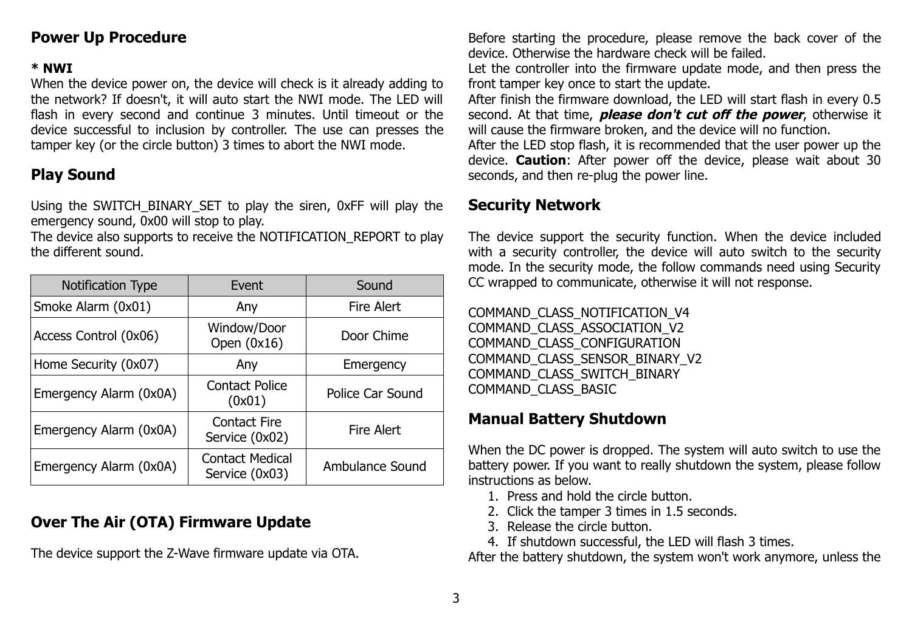## Power Up Procedure

**\* NWI**

When the device power on, the device will check is it already adding to the network? If doesn't, it will auto start the NWI mode. The LED will flash in every second and continue 3 minutes. Until timeout or the device successful to inclusion by controller. The use can presses the tamper key (or the circle button) 3 times to abort the NWI mode.

## Play Sound

Using the SWITCH_BINARY_SET to play the siren, 0xFF will play the emergency sound, 0x00 will stop to play.
The device also supports to receive the NOTIFICATION_REPORT to play the different sound.

| Notification Type | Event | Sound |
|---|---|---|
| Smoke Alarm (0x01) | Any | Fire Alert |
| Access Control (0x06) | Window/Door Open (0x16) | Door Chime |
| Home Security (0x07) | Any | Emergency |
| Emergency Alarm (0x0A) | Contact Police (0x01) | Police Car Sound |
| Emergency Alarm (0x0A) | Contact Fire Service (0x02) | Fire Alert |
| Emergency Alarm (0x0A) | Contact Medical Service (0x03) | Ambulance Sound |

## Over The Air (OTA) Firmware Update

The device support the Z-Wave firmware update via OTA.

Before starting the procedure, please remove the back cover of the device. Otherwise the hardware check will be failed.
Let the controller into the firmware update mode, and then press the front tamper key once to start the update.
After finish the firmware download, the LED will start flash in every 0.5 second. At that time, ***please don't cut off the power***, otherwise it will cause the firmware broken, and the device will no function.
After the LED stop flash, it is recommended that the user power up the device. **Caution**: After power off the device, please wait about 30 seconds, and then re-plug the power line.

## Security Network

The device support the security function. When the device included with a security controller, the device will auto switch to the security mode. In the security mode, the follow commands need using Security CC wrapped to communicate, otherwise it will not response.

COMMAND_CLASS_NOTIFICATION_V4
COMMAND_CLASS_ASSOCIATION_V2
COMMAND_CLASS_CONFIGURATION
COMMAND_CLASS_SENSOR_BINARY_V2
COMMAND_CLASS_SWITCH_BINARY
COMMAND_CLASS_BASIC

## Manual Battery Shutdown

When the DC power is dropped. The system will auto switch to use the battery power. If you want to really shutdown the system, please follow instructions as below.

1. Press and hold the circle button.
2. Click the tamper 3 times in 1.5 seconds.
3. Release the circle button.
4. If shutdown successful, the LED will flash 3 times.

After the battery shutdown, the system won't work anymore, unless the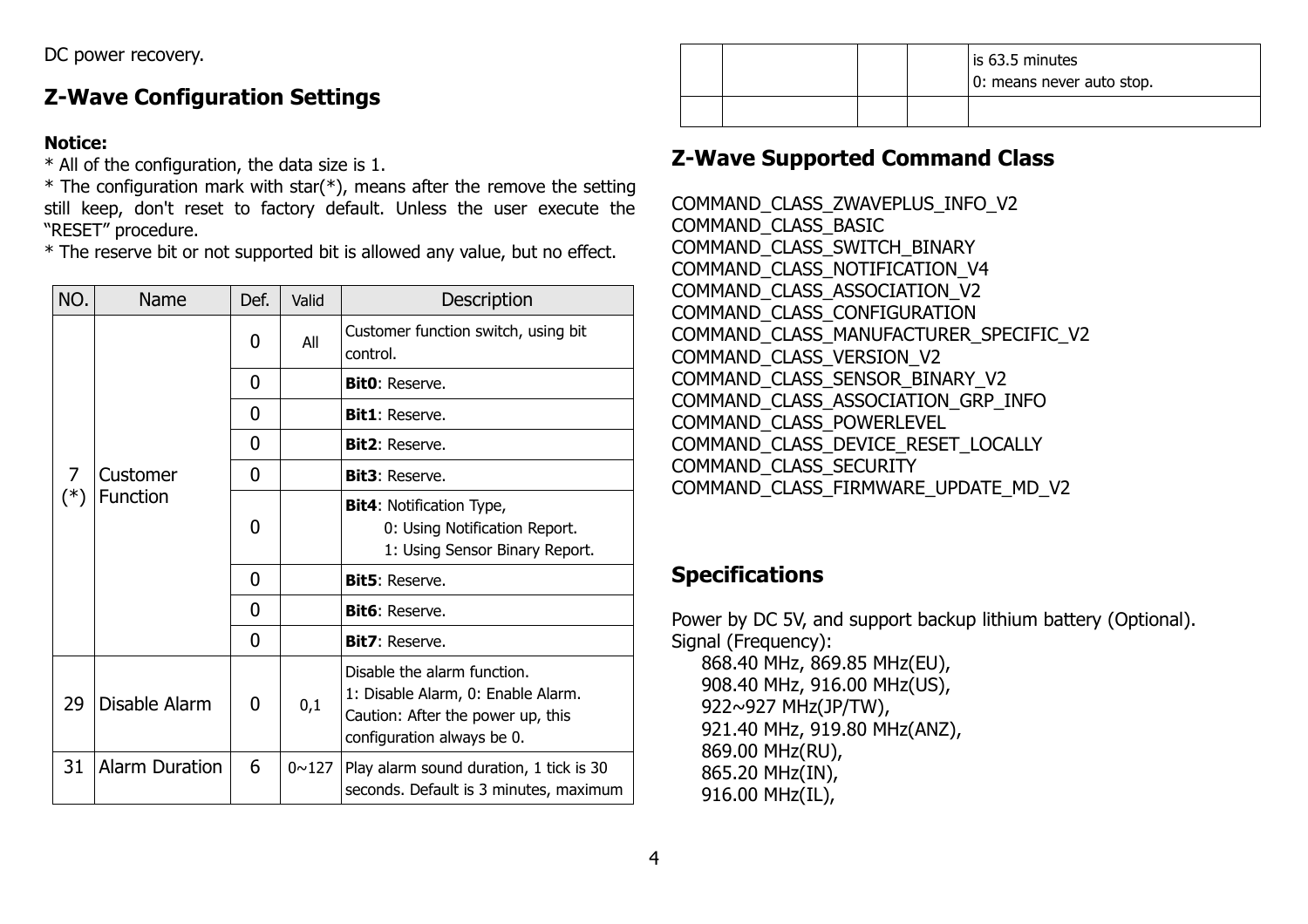DC power recovery.

## Z-Wave Configuration Settings

**Notice:**
* All of the configuration, the data size is 1.
* The configuration mark with star(*), means after the remove the setting still keep, don't reset to factory default. Unless the user execute the "RESET" procedure.
* The reserve bit or not supported bit is allowed any value, but no effect.

| NO. | Name | Def. | Valid | Description |
|---|---|---|---|---|
| 7 (*) | Customer Function | 0 | All | Customer function switch, using bit control. |
| | | 0 | | **Bit0**: Reserve. |
| | | 0 | | **Bit1**: Reserve. |
| | | 0 | | **Bit2**: Reserve. |
| | | 0 | | **Bit3**: Reserve. |
| | | 0 | | **Bit4**: Notification Type,<br>0: Using Notification Report.<br>1: Using Sensor Binary Report. |
| | | 0 | | **Bit5**: Reserve. |
| | | 0 | | **Bit6**: Reserve. |
| | | 0 | | **Bit7**: Reserve. |
| 29 | Disable Alarm | 0 | 0,1 | Disable the alarm function.<br>1: Disable Alarm, 0: Enable Alarm.<br>Caution: After the power up, this configuration always be 0. |
| 31 | Alarm Duration | 6 | 0~127 | Play alarm sound duration, 1 tick is 30 seconds. Default is 3 minutes, maximum is 63.5 minutes<br>0: means never auto stop. |
| | | | | |

## Z-Wave Supported Command Class

COMMAND_CLASS_ZWAVEPLUS_INFO_V2
COMMAND_CLASS_BASIC
COMMAND_CLASS_SWITCH_BINARY
COMMAND_CLASS_NOTIFICATION_V4
COMMAND_CLASS_ASSOCIATION_V2
COMMAND_CLASS_CONFIGURATION
COMMAND_CLASS_MANUFACTURER_SPECIFIC_V2
COMMAND_CLASS_VERSION_V2
COMMAND_CLASS_SENSOR_BINARY_V2
COMMAND_CLASS_ASSOCIATION_GRP_INFO
COMMAND_CLASS_POWERLEVEL
COMMAND_CLASS_DEVICE_RESET_LOCALLY
COMMAND_CLASS_SECURITY
COMMAND_CLASS_FIRMWARE_UPDATE_MD_V2

## Specifications

Power by DC 5V, and support backup lithium battery (Optional).
Signal (Frequency):
868.40 MHz, 869.85 MHz(EU),
908.40 MHz, 916.00 MHz(US),
922~927 MHz(JP/TW),
921.40 MHz, 919.80 MHz(ANZ),
869.00 MHz(RU),
865.20 MHz(IN),
916.00 MHz(IL),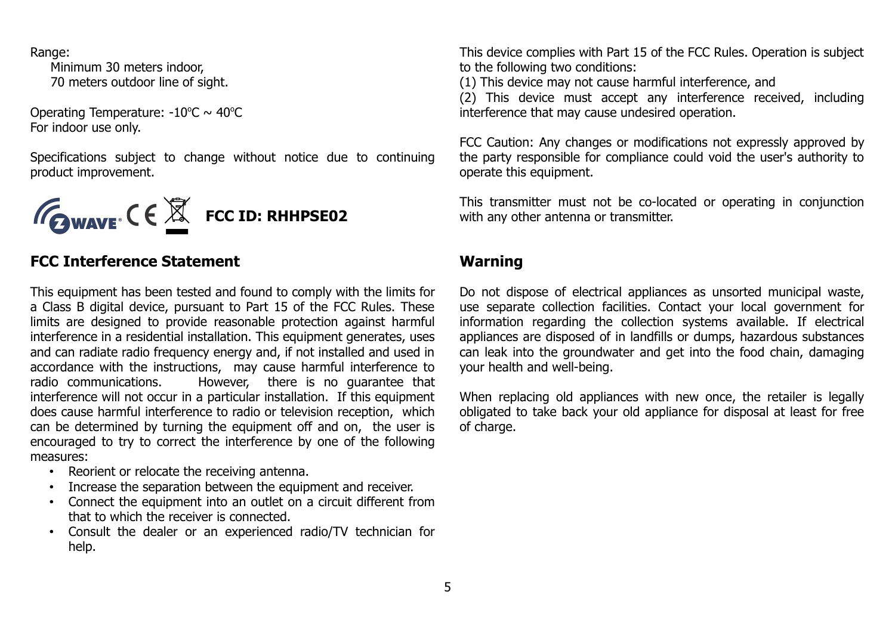Range:

Minimum 30 meters indoor,
70 meters outdoor line of sight.

Operating Temperature: -10℃ ~ 40℃
For indoor use only.

Specifications subject to change without notice due to continuing product improvement.

**FCC ID: RHHPSE02**

## FCC Interference Statement

This equipment has been tested and found to comply with the limits for a Class B digital device, pursuant to Part 15 of the FCC Rules. These limits are designed to provide reasonable protection against harmful interference in a residential installation. This equipment generates, uses and can radiate radio frequency energy and, if not installed and used in accordance with the instructions, may cause harmful interference to radio communications. However, there is no guarantee that interference will not occur in a particular installation. If this equipment does cause harmful interference to radio or television reception, which can be determined by turning the equipment off and on, the user is encouraged to try to correct the interference by one of the following measures:

- Reorient or relocate the receiving antenna.
- Increase the separation between the equipment and receiver.
- Connect the equipment into an outlet on a circuit different from that to which the receiver is connected.
- Consult the dealer or an experienced radio/TV technician for help.

This device complies with Part 15 of the FCC Rules. Operation is subject to the following two conditions:
(1) This device may not cause harmful interference, and
(2) This device must accept any interference received, including interference that may cause undesired operation.

FCC Caution: Any changes or modifications not expressly approved by the party responsible for compliance could void the user's authority to operate this equipment.

This transmitter must not be co-located or operating in conjunction with any other antenna or transmitter.

## Warning

Do not dispose of electrical appliances as unsorted municipal waste, use separate collection facilities. Contact your local government for information regarding the collection systems available. If electrical appliances are disposed of in landfills or dumps, hazardous substances can leak into the groundwater and get into the food chain, damaging your health and well-being.

When replacing old appliances with new once, the retailer is legally obligated to take back your old appliance for disposal at least for free of charge.